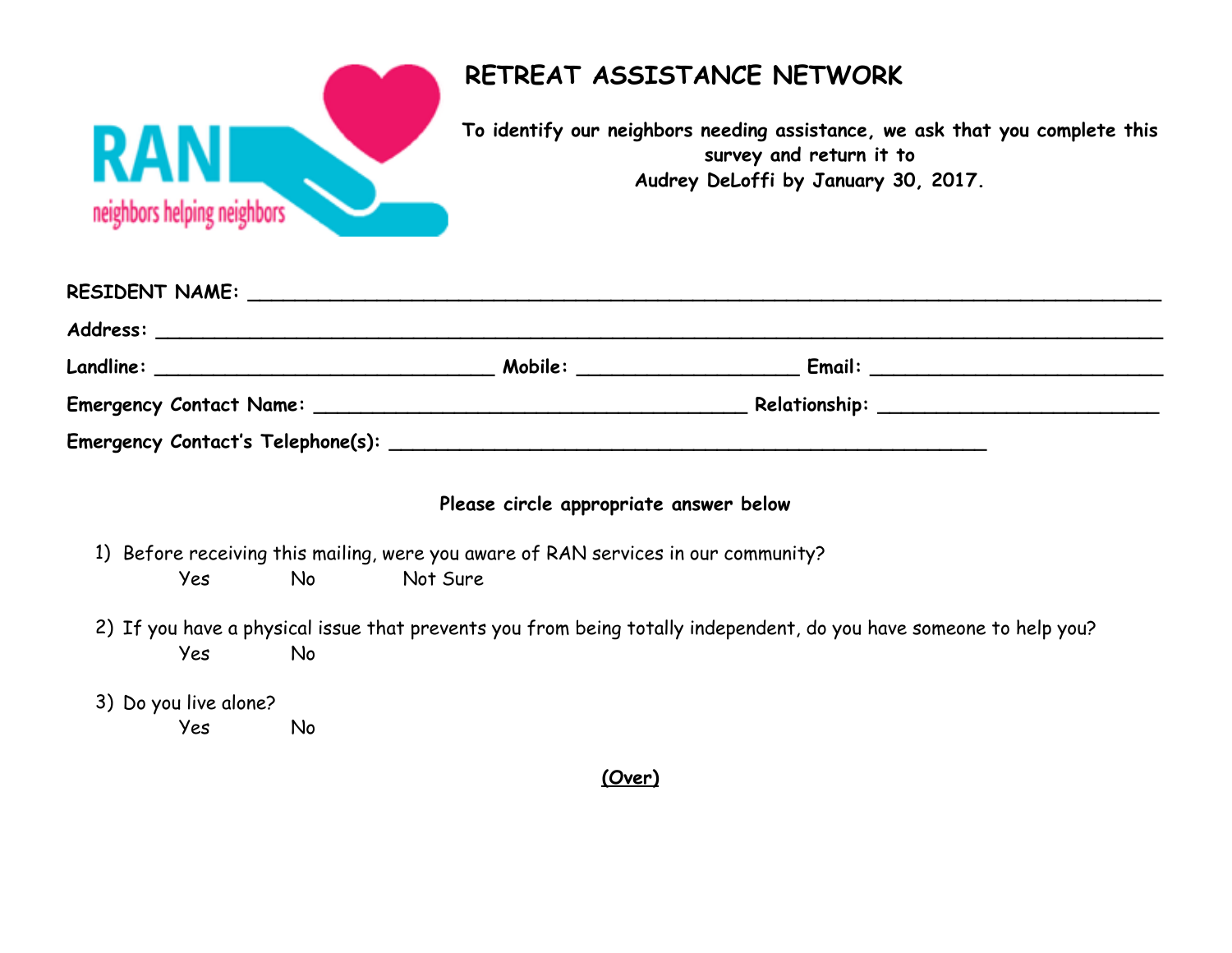# RETREAT ASSISTANCE NETWORK

**To identify our neighbors needing assistance, we ask that you complete this survey and return it to Audrey DeLoffi by January 30, 2017.**

**RESIDENT NAME:** ______________________________________________

**Address:** ______________________________________________

**Landline:** ____________________ **Mobile:** ____________________ **Email:** ____________________

**Emergency Contact Name:** ____________________ **Relationship:** ____________________

**Emergency Contact's Telephone(s):** ______________________________

**Please circle appropriate answer below**

1) Before receiving this mailing, were you aware of RAN services in our community?

   Yes &nbsp;&nbsp;&nbsp;&nbsp; No &nbsp;&nbsp;&nbsp;&nbsp; Not Sure

2) If you have a physical issue that prevents you from being totally independent, do you have someone to help you?

   Yes &nbsp;&nbsp;&nbsp;&nbsp; No

3) Do you live alone?

   Yes &nbsp;&nbsp;&nbsp;&nbsp; No

**(Over)**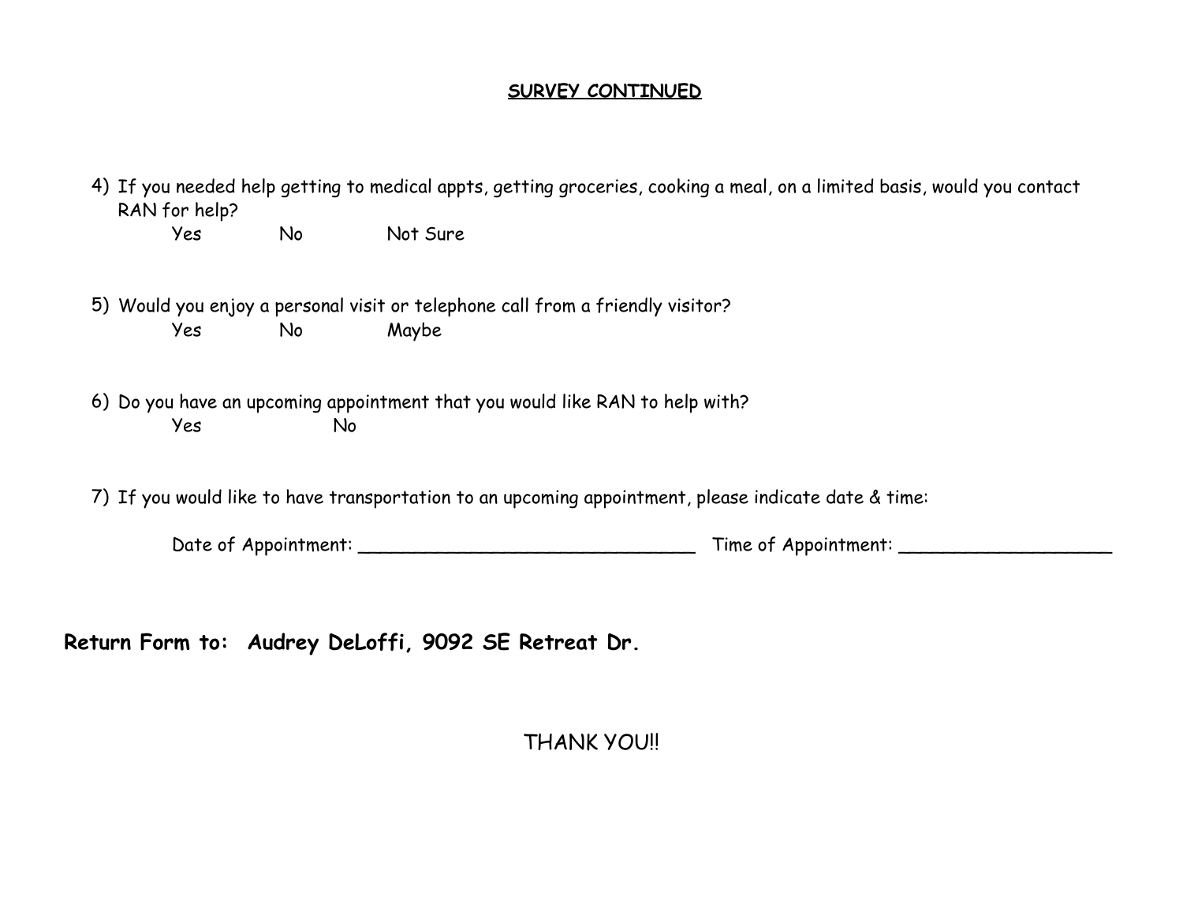## SURVEY CONTINUED

4) If you needed help getting to medical appts, getting groceries, cooking a meal, on a limited basis, would you contact RAN for help?

   Yes   No   Not Sure

5) Would you enjoy a personal visit or telephone call from a friendly visitor?

   Yes   No   Maybe

6) Do you have an upcoming appointment that you would like RAN to help with?

   Yes   No

7) If you would like to have transportation to an upcoming appointment, please indicate date & time:

   Date of Appointment: ________________________________ Time of Appointment: ____________________

**Return Form to: Audrey DeLoffi, 9092 SE Retreat Dr.**

THANK YOU!!